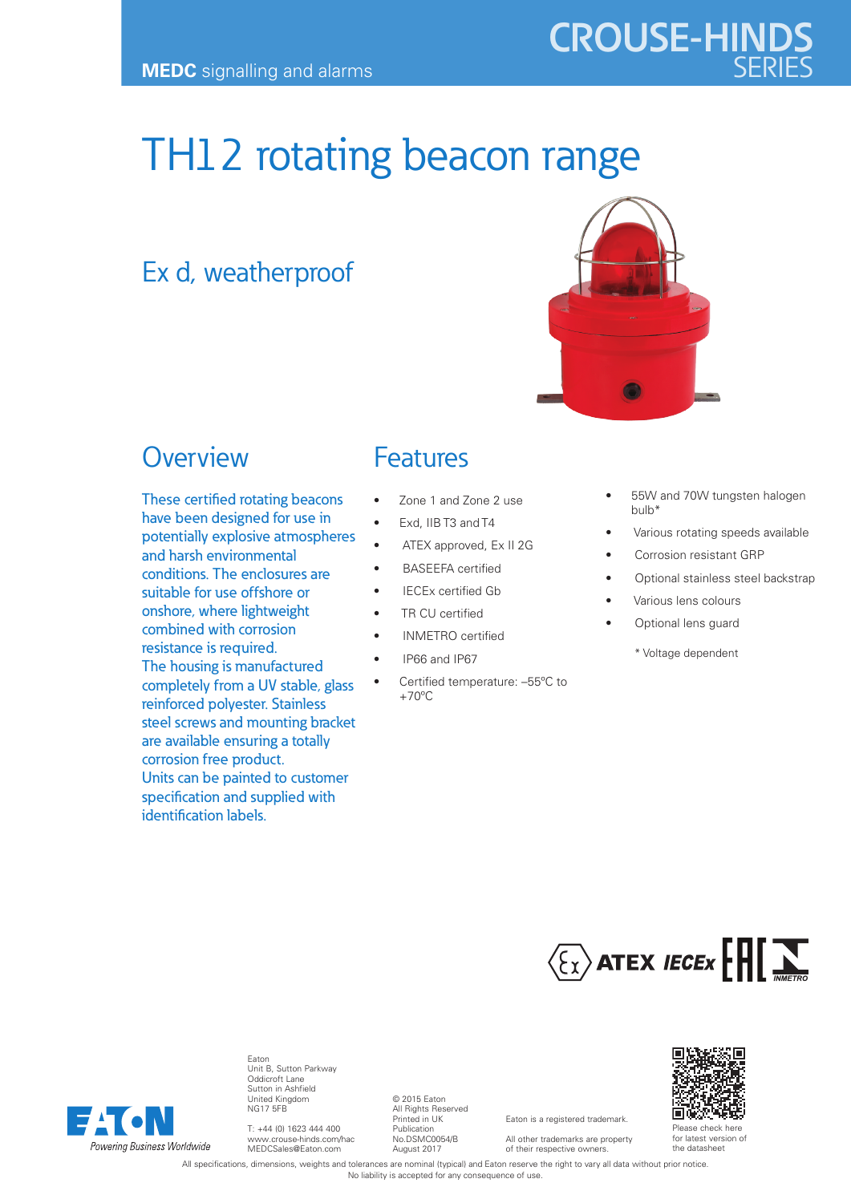**MEDC** signalling and alarms

CROUSE-HINDS SERIES

# TH12 rotating beacon range

## Ex d, weatherproof

## Overview

These certified rotating beacons have been designed for use in potentially explosive atmospheres and harsh environmental conditions. The enclosures are suitable for use offshore or onshore, where lightweight combined with corrosion resistance is required.
The housing is manufactured completely from a UV stable, glass reinforced polyester. Stainless steel screws and mounting bracket are available ensuring a totally corrosion free product.
Units can be painted to customer specification and supplied with identification labels.

## Features

- Zone 1 and Zone 2 use
- Exd, IIB T3 and T4
- ATEX approved, Ex II 2G
- BASEEFA certified
- IECEx certified Gb
- TR CU certified
- INMETRO certified
- IP66 and IP67
- Certified temperature: –55°C to +70°C
- 55W and 70W tungsten halogen bulb*
- Various rotating speeds available
- Corrosion resistant GRP
- Optional stainless steel backstrap
- Various lens colours
- Optional lens guard

\* Voltage dependent

ATEX IECEx EAC INMETRO

Eaton
Unit B, Sutton Parkway
Oddicroft Lane
Sutton in Ashfield
United Kingdom
NG17 5FB

T: +44 (0) 1623 444 400
www.crouse-hinds.com/hac
MEDCSales@Eaton.com

© 2015 Eaton
All Rights Reserved
Printed in UK
Publication
No.DSMC0054/B
August 2017

Eaton is a registered trademark.

All other trademarks are property of their respective owners.

Please check here for latest version of the datasheet

Powering Business Worldwide

All specifications, dimensions, weights and tolerances are nominal (typical) and Eaton reserve the right to vary all data without prior notice.
No liability is accepted for any consequence of use.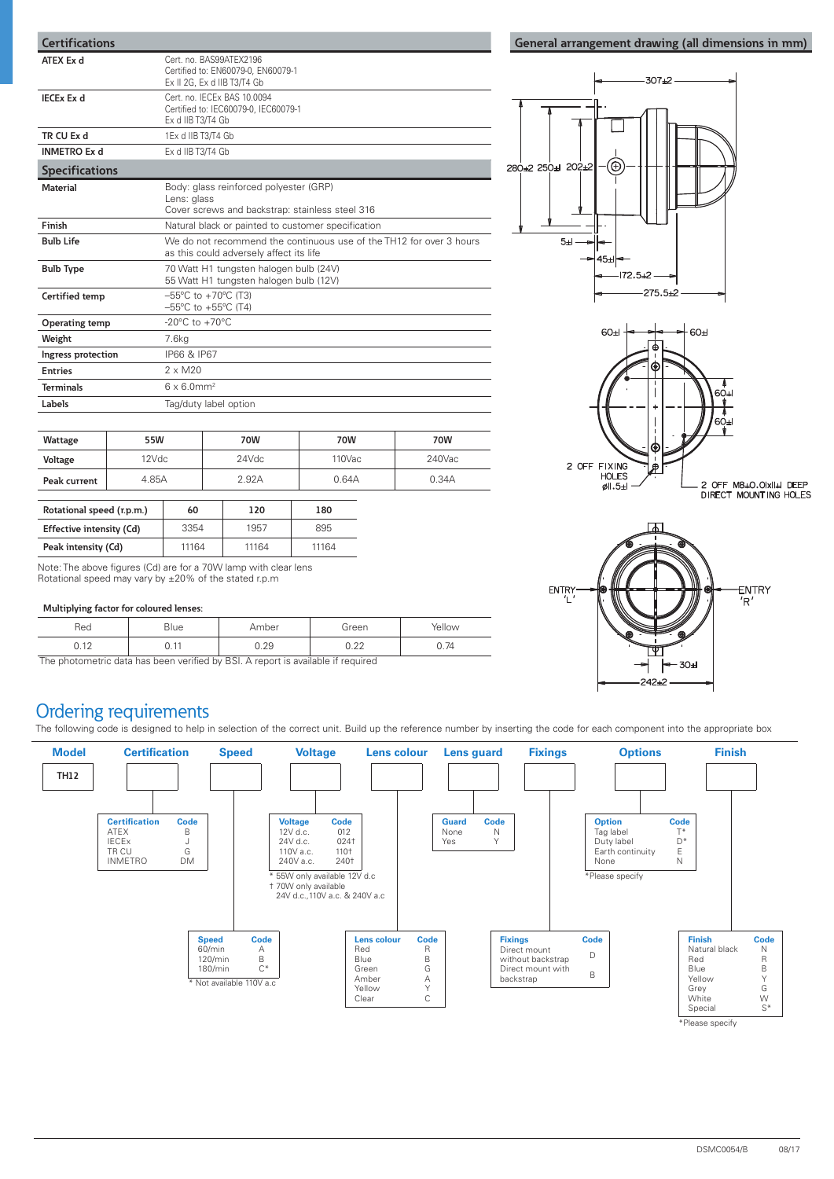## Certifications

| | |
|---|---|
| ATEX Ex d | Cert. no. BAS99ATEX2196<br>Certified to: EN60079-0, EN60079-1<br>Ex II 2G, Ex d IIB T3/T4 Gb |
| IECEx Ex d | Cert. no. IECEx BAS 10.0094<br>Certified to: IEC60079-0, IEC60079-1<br>Ex d IIB T3/T4 Gb |
| TR CU Ex d | 1Ex d IIB T3/T4 Gb |
| INMETRO Ex d | Ex d IIB T3/T4 Gb |

## Specifications

| | |
|---|---|
| Material | Body: glass reinforced polyester (GRP)<br>Lens: glass<br>Cover screws and backstrap: stainless steel 316 |
| Finish | Natural black or painted to customer specification |
| Bulb Life | We do not recommend the continuous use of the TH12 for over 3 hours as this could adversely affect its life |
| Bulb Type | 70 Watt H1 tungsten halogen bulb (24V)<br>55 Watt H1 tungsten halogen bulb (12V) |
| Certified temp | –55°C to +70°C (T3)<br>–55°C to +55°C (T4) |
| Operating temp | -20°C to +70°C |
| Weight | 7.6kg |
| Ingress protection | IP66 & IP67 |
| Entries | 2 x M20 |
| Terminals | 6 x 6.0mm² |
| Labels | Tag/duty label option |

| Wattage | 55W | 70W | 70W | 70W |
|---|---|---|---|---|
| Voltage | 12Vdc | 24Vdc | 110Vac | 240Vac |
| Peak current | 4.85A | 2.92A | 0.64A | 0.34A |

| Rotational speed (r.p.m.) | 60 | 120 | 180 |
|---|---|---|---|
| Effective intensity (Cd) | 3354 | 1957 | 895 |
| Peak intensity (Cd) | 11164 | 11164 | 11164 |

Note: The above figures (Cd) are for a 70W lamp with clear lens
Rotational speed may vary by ±20% of the stated r.p.m

**Multiplying factor for coloured lenses:**

| Red | Blue | Amber | Green | Yellow |
|---|---|---|---|---|
| 0.12 | 0.11 | 0.29 | 0.22 | 0.74 |

The photometric data has been verified by BSI. A report is available if required

## General arrangement drawing (all dimensions in mm)

307±2
280±2 250±1 202±2
5±1
45±1
172.5±2
275.5±2
60±1 60±1
60±1
60±1
2 OFF FIXING HOLES ø11.5±1
2 OFF M8±0.01x11±1 DEEP DIRECT MOUNTING HOLES
ENTRY 'L'
ENTRY 'R'
30±1
242±2

# Ordering requirements

The following code is designed to help in selection of the correct unit. Build up the reference number by inserting the code for each component into the appropriate box

| Model | Certification | Speed | Voltage | Lens colour | Lens guard | Fixings | Options | Finish |
|---|---|---|---|---|---|---|---|---|
| TH12 | | | | | | | | |

| Certification | Code |
|---|---|
| ATEX | B |
| IECEx | J |
| TR CU | G |
| INMETRO | DM |

| Speed | Code |
|---|---|
| 60/min | A |
| 120/min | B |
| 180/min | C* |

\* Not available 110V a.c

| Voltage | Code |
|---|---|
| 12V d.c. | 012 |
| 24V d.c. | 024† |
| 110V a.c. | 110† |
| 240V a.c. | 240† |

\* 55W only available 12V d.c
† 70W only available 24V d.c.,110V a.c. & 240V a.c

| Lens colour | Code |
|---|---|
| Red | R |
| Blue | B |
| Green | G |
| Amber | A |
| Yellow | Y |
| Clear | C |

| Guard | Code |
|---|---|
| None | N |
| Yes | Y |

| Fixings | Code |
|---|---|
| Direct mount without backstrap | D |
| Direct mount with backstrap | B |

| Option | Code |
|---|---|
| Tag label | T* |
| Duty label | D* |
| Earth continuity | E |
| None | N |

\*Please specify

| Finish | Code |
|---|---|
| Natural black | N |
| Red | R |
| Blue | B |
| Yellow | Y |
| Grey | G |
| White | W |
| Special | S* |

\*Please specify

DSMC0054/B 08/17